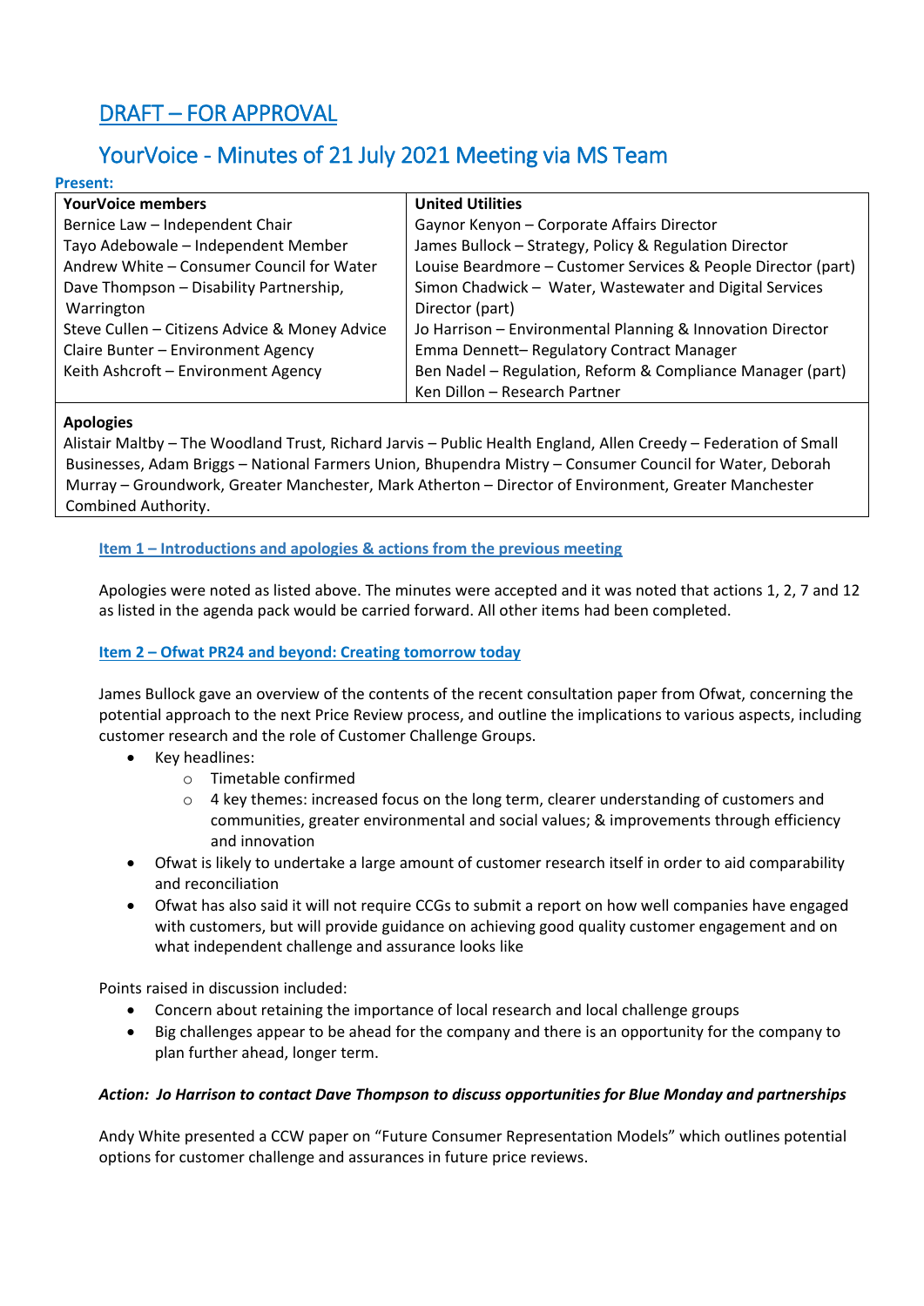# DRAFT – FOR APPROVAL

## YourVoice - Minutes of 21 July 2021 Meeting via MS Team

**Present:**

| YourVoice members | United Utilities |
| --- | --- |
| Bernice Law – Independent Chair | Gaynor Kenyon – Corporate Affairs Director |
| Tayo Adebowale – Independent Member | James Bullock – Strategy, Policy & Regulation Director |
| Andrew White – Consumer Council for Water | Louise Beardmore – Customer Services & People Director (part) |
| Dave Thompson – Disability Partnership, Warrington | Simon Chadwick – Water, Wastewater and Digital Services Director (part) |
| Steve Cullen – Citizens Advice & Money Advice | Jo Harrison – Environmental Planning & Innovation Director |
| Claire Bunter – Environment Agency | Emma Dennett– Regulatory Contract Manager |
| Keith Ashcroft – Environment Agency | Ben Nadel – Regulation, Reform & Compliance Manager (part) |
| | Ken Dillon – Research Partner |

**Apologies**

Alistair Maltby – The Woodland Trust, Richard Jarvis – Public Health England, Allen Creedy – Federation of Small Businesses, Adam Briggs – National Farmers Union, Bhupendra Mistry – Consumer Council for Water, Deborah Murray – Groundwork, Greater Manchester, Mark Atherton – Director of Environment, Greater Manchester Combined Authority.

### Item 1 – Introductions and apologies & actions from the previous meeting

Apologies were noted as listed above. The minutes were accepted and it was noted that actions 1, 2, 7 and 12 as listed in the agenda pack would be carried forward. All other items had been completed.

### Item 2 – Ofwat PR24 and beyond: Creating tomorrow today

James Bullock gave an overview of the contents of the recent consultation paper from Ofwat, concerning the potential approach to the next Price Review process, and outline the implications to various aspects, including customer research and the role of Customer Challenge Groups.

- Key headlines:
  - Timetable confirmed
  - 4 key themes: increased focus on the long term, clearer understanding of customers and communities, greater environmental and social values; & improvements through efficiency and innovation
- Ofwat is likely to undertake a large amount of customer research itself in order to aid comparability and reconciliation
- Ofwat has also said it will not require CCGs to submit a report on how well companies have engaged with customers, but will provide guidance on achieving good quality customer engagement and on what independent challenge and assurance looks like

Points raised in discussion included:

- Concern about retaining the importance of local research and local challenge groups
- Big challenges appear to be ahead for the company and there is an opportunity for the company to plan further ahead, longer term.

***Action: Jo Harrison to contact Dave Thompson to discuss opportunities for Blue Monday and partnerships***

Andy White presented a CCW paper on "Future Consumer Representation Models" which outlines potential options for customer challenge and assurances in future price reviews.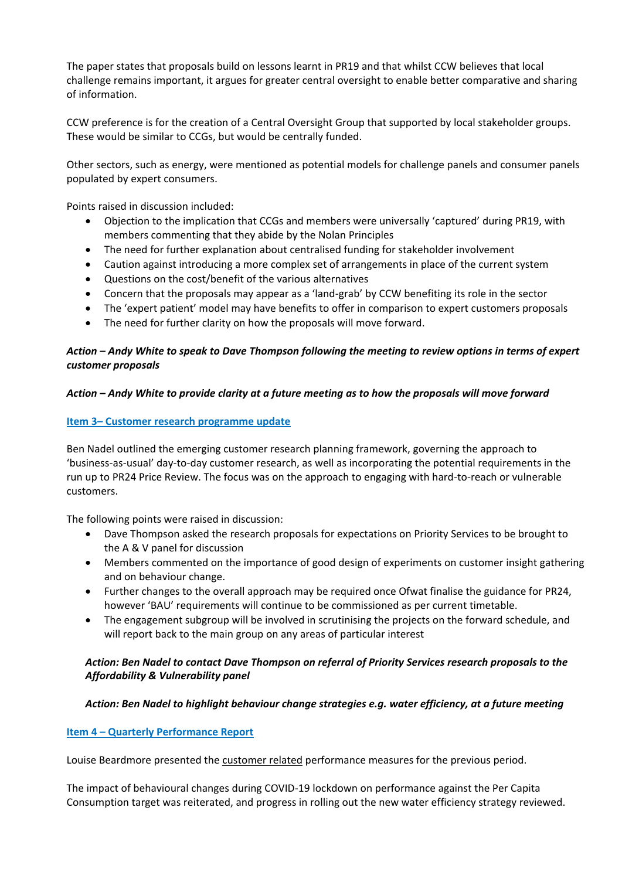The paper states that proposals build on lessons learnt in PR19 and that whilst CCW believes that local challenge remains important, it argues for greater central oversight to enable better comparative and sharing of information.

CCW preference is for the creation of a Central Oversight Group that supported by local stakeholder groups. These would be similar to CCGs, but would be centrally funded.

Other sectors, such as energy, were mentioned as potential models for challenge panels and consumer panels populated by expert consumers.

Points raised in discussion included:

- Objection to the implication that CCGs and members were universally 'captured' during PR19, with members commenting that they abide by the Nolan Principles
- The need for further explanation about centralised funding for stakeholder involvement
- Caution against introducing a more complex set of arrangements in place of the current system
- Questions on the cost/benefit of the various alternatives
- Concern that the proposals may appear as a 'land-grab' by CCW benefiting its role in the sector
- The 'expert patient' model may have benefits to offer in comparison to expert customers proposals
- The need for further clarity on how the proposals will move forward.

***Action – Andy White to speak to Dave Thompson following the meeting to review options in terms of expert customer proposals***

***Action – Andy White to provide clarity at a future meeting as to how the proposals will move forward***

## Item 3– Customer research programme update

Ben Nadel outlined the emerging customer research planning framework, governing the approach to 'business-as-usual' day-to-day customer research, as well as incorporating the potential requirements in the run up to PR24 Price Review. The focus was on the approach to engaging with hard-to-reach or vulnerable customers.

The following points were raised in discussion:

- Dave Thompson asked the research proposals for expectations on Priority Services to be brought to the A & V panel for discussion
- Members commented on the importance of good design of experiments on customer insight gathering and on behaviour change.
- Further changes to the overall approach may be required once Ofwat finalise the guidance for PR24, however 'BAU' requirements will continue to be commissioned as per current timetable.
- The engagement subgroup will be involved in scrutinising the projects on the forward schedule, and will report back to the main group on any areas of particular interest

***Action: Ben Nadel to contact Dave Thompson on referral of Priority Services research proposals to the Affordability & Vulnerability panel***

***Action: Ben Nadel to highlight behaviour change strategies e.g. water efficiency, at a future meeting***

## Item 4 – Quarterly Performance Report

Louise Beardmore presented the customer related performance measures for the previous period.

The impact of behavioural changes during COVID-19 lockdown on performance against the Per Capita Consumption target was reiterated, and progress in rolling out the new water efficiency strategy reviewed.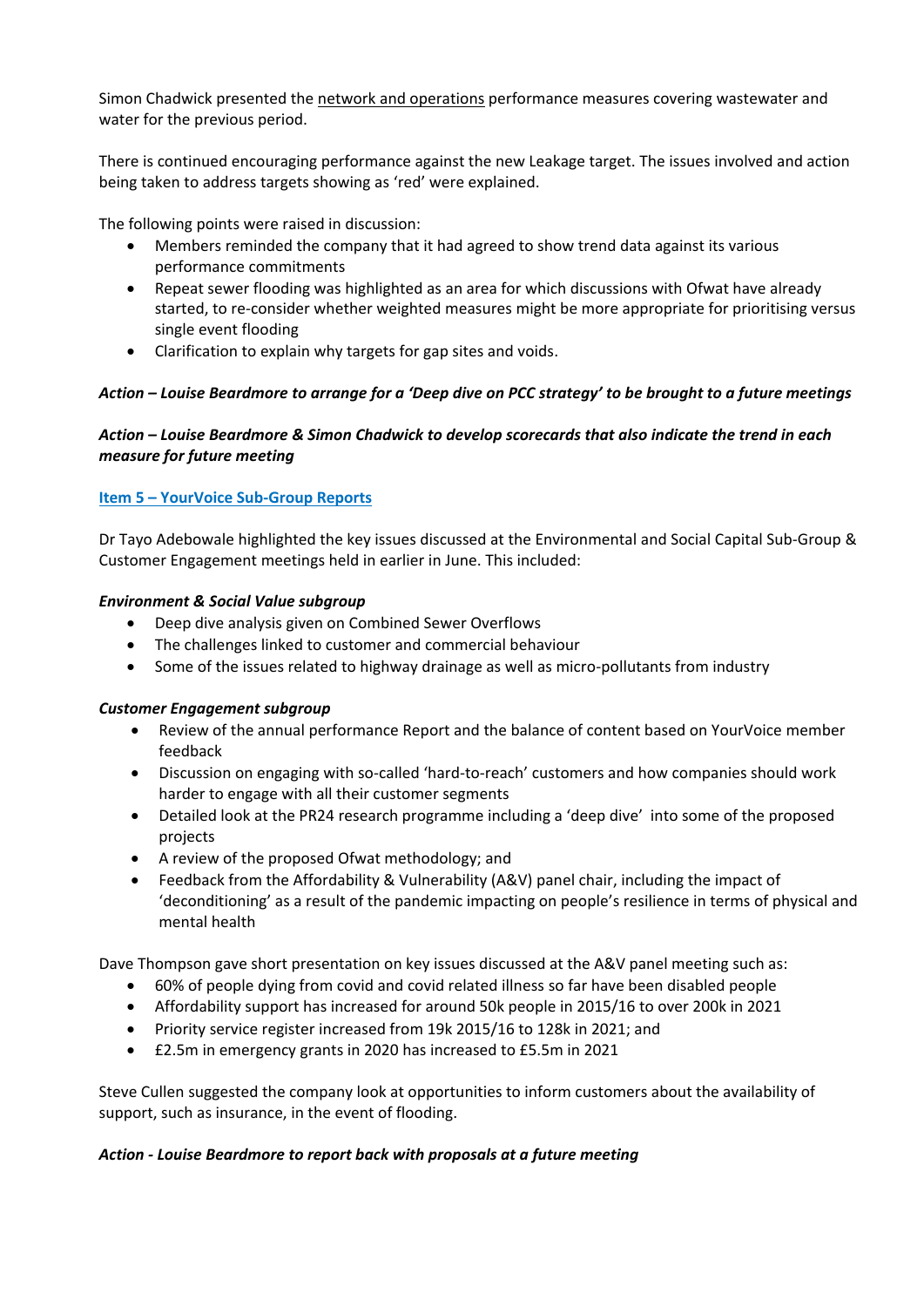Simon Chadwick presented the network and operations performance measures covering wastewater and water for the previous period.

There is continued encouraging performance against the new Leakage target. The issues involved and action being taken to address targets showing as 'red' were explained.

The following points were raised in discussion:

- Members reminded the company that it had agreed to show trend data against its various performance commitments
- Repeat sewer flooding was highlighted as an area for which discussions with Ofwat have already started, to re-consider whether weighted measures might be more appropriate for prioritising versus single event flooding
- Clarification to explain why targets for gap sites and voids.

***Action – Louise Beardmore to arrange for a 'Deep dive on PCC strategy' to be brought to a future meetings***

***Action – Louise Beardmore & Simon Chadwick to develop scorecards that also indicate the trend in each measure for future meeting***

**Item 5 – YourVoice Sub-Group Reports**

Dr Tayo Adebowale highlighted the key issues discussed at the Environmental and Social Capital Sub-Group & Customer Engagement meetings held in earlier in June. This included:

***Environment & Social Value subgroup***

- Deep dive analysis given on Combined Sewer Overflows
- The challenges linked to customer and commercial behaviour
- Some of the issues related to highway drainage as well as micro-pollutants from industry

***Customer Engagement subgroup***

- Review of the annual performance Report and the balance of content based on YourVoice member feedback
- Discussion on engaging with so-called 'hard-to-reach' customers and how companies should work harder to engage with all their customer segments
- Detailed look at the PR24 research programme including a 'deep dive' into some of the proposed projects
- A review of the proposed Ofwat methodology; and
- Feedback from the Affordability & Vulnerability (A&V) panel chair, including the impact of 'deconditioning' as a result of the pandemic impacting on people's resilience in terms of physical and mental health

Dave Thompson gave short presentation on key issues discussed at the A&V panel meeting such as:

- 60% of people dying from covid and covid related illness so far have been disabled people
- Affordability support has increased for around 50k people in 2015/16 to over 200k in 2021
- Priority service register increased from 19k 2015/16 to 128k in 2021; and
- £2.5m in emergency grants in 2020 has increased to £5.5m in 2021

Steve Cullen suggested the company look at opportunities to inform customers about the availability of support, such as insurance, in the event of flooding.

***Action - Louise Beardmore to report back with proposals at a future meeting***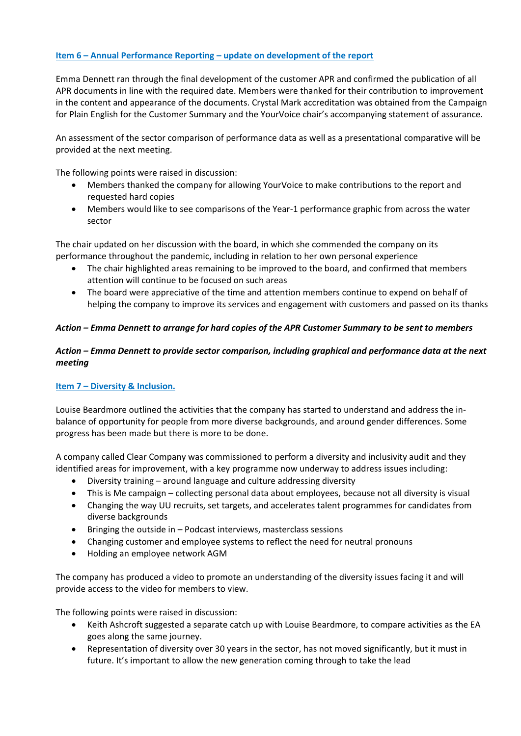**Item 6 – Annual Performance Reporting – update on development of the report**

Emma Dennett ran through the final development of the customer APR and confirmed the publication of all APR documents in line with the required date. Members were thanked for their contribution to improvement in the content and appearance of the documents. Crystal Mark accreditation was obtained from the Campaign for Plain English for the Customer Summary and the YourVoice chair's accompanying statement of assurance.

An assessment of the sector comparison of performance data as well as a presentational comparative will be provided at the next meeting.

The following points were raised in discussion:

- Members thanked the company for allowing YourVoice to make contributions to the report and requested hard copies
- Members would like to see comparisons of the Year-1 performance graphic from across the water sector

The chair updated on her discussion with the board, in which she commended the company on its performance throughout the pandemic, including in relation to her own personal experience

- The chair highlighted areas remaining to be improved to the board, and confirmed that members attention will continue to be focused on such areas
- The board were appreciative of the time and attention members continue to expend on behalf of helping the company to improve its services and engagement with customers and passed on its thanks

***Action – Emma Dennett to arrange for hard copies of the APR Customer Summary to be sent to members***

***Action – Emma Dennett to provide sector comparison, including graphical and performance data at the next meeting***

**Item 7 – Diversity & Inclusion.**

Louise Beardmore outlined the activities that the company has started to understand and address the in-balance of opportunity for people from more diverse backgrounds, and around gender differences. Some progress has been made but there is more to be done.

A company called Clear Company was commissioned to perform a diversity and inclusivity audit and they identified areas for improvement, with a key programme now underway to address issues including:

- Diversity training – around language and culture addressing diversity
- This is Me campaign – collecting personal data about employees, because not all diversity is visual
- Changing the way UU recruits, set targets, and accelerates talent programmes for candidates from diverse backgrounds
- Bringing the outside in – Podcast interviews, masterclass sessions
- Changing customer and employee systems to reflect the need for neutral pronouns
- Holding an employee network AGM

The company has produced a video to promote an understanding of the diversity issues facing it and will provide access to the video for members to view.

The following points were raised in discussion:

- Keith Ashcroft suggested a separate catch up with Louise Beardmore, to compare activities as the EA goes along the same journey.
- Representation of diversity over 30 years in the sector, has not moved significantly, but it must in future. It's important to allow the new generation coming through to take the lead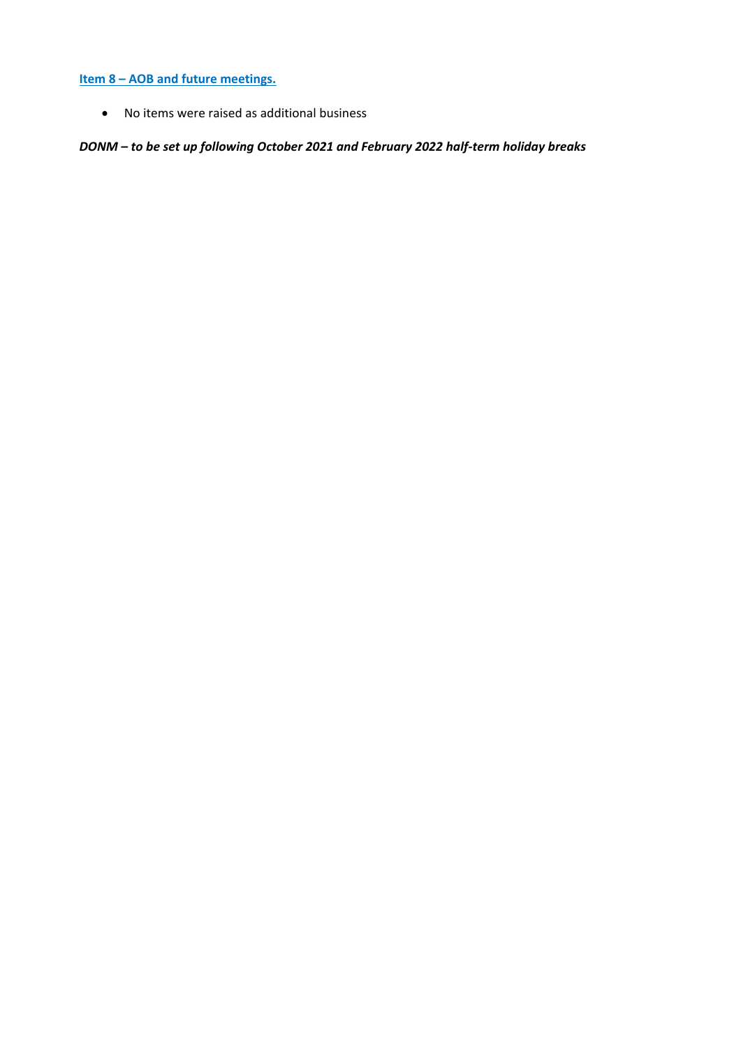### Item 8 – AOB and future meetings.

- No items were raised as additional business

***DONM – to be set up following October 2021 and February 2022 half-term holiday breaks***